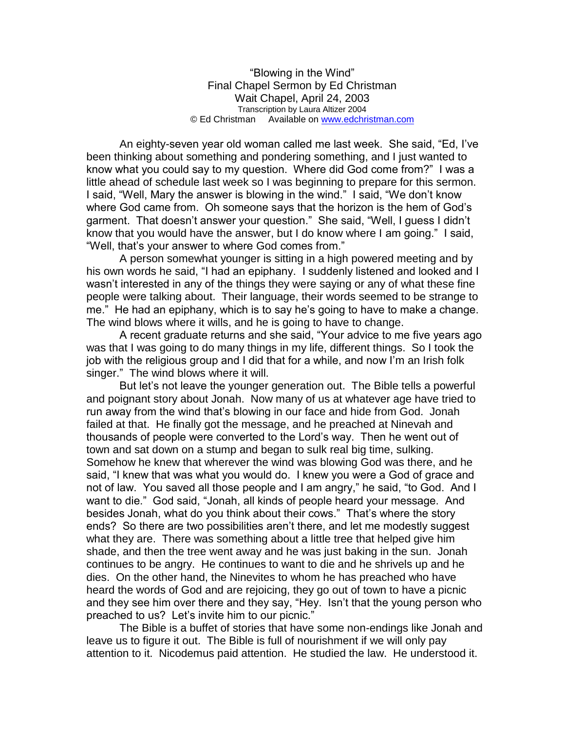"Blowing in the Wind"
Final Chapel Sermon by Ed Christman
Wait Chapel, April 24, 2003
Transcription by Laura Altizer 2004
© Ed Christman Available on www.edchristman.com

An eighty-seven year old woman called me last week. She said, "Ed, I've been thinking about something and pondering something, and I just wanted to know what you could say to my question. Where did God come from?" I was a little ahead of schedule last week so I was beginning to prepare for this sermon. I said, "Well, Mary the answer is blowing in the wind." I said, "We don't know where God came from. Oh someone says that the horizon is the hem of God's garment. That doesn't answer your question." She said, "Well, I guess I didn't know that you would have the answer, but I do know where I am going." I said, "Well, that's your answer to where God comes from."

A person somewhat younger is sitting in a high powered meeting and by his own words he said, "I had an epiphany. I suddenly listened and looked and I wasn't interested in any of the things they were saying or any of what these fine people were talking about. Their language, their words seemed to be strange to me." He had an epiphany, which is to say he's going to have to make a change. The wind blows where it wills, and he is going to have to change.

A recent graduate returns and she said, "Your advice to me five years ago was that I was going to do many things in my life, different things. So I took the job with the religious group and I did that for a while, and now I'm an Irish folk singer." The wind blows where it will.

But let's not leave the younger generation out. The Bible tells a powerful and poignant story about Jonah. Now many of us at whatever age have tried to run away from the wind that's blowing in our face and hide from God. Jonah failed at that. He finally got the message, and he preached at Ninevah and thousands of people were converted to the Lord's way. Then he went out of town and sat down on a stump and began to sulk real big time, sulking. Somehow he knew that wherever the wind was blowing God was there, and he said, "I knew that was what you would do. I knew you were a God of grace and not of law. You saved all those people and I am angry," he said, "to God. And I want to die." God said, "Jonah, all kinds of people heard your message. And besides Jonah, what do you think about their cows." That's where the story ends? So there are two possibilities aren't there, and let me modestly suggest what they are. There was something about a little tree that helped give him shade, and then the tree went away and he was just baking in the sun. Jonah continues to be angry. He continues to want to die and he shrivels up and he dies. On the other hand, the Ninevites to whom he has preached who have heard the words of God and are rejoicing, they go out of town to have a picnic and they see him over there and they say, "Hey. Isn't that the young person who preached to us? Let's invite him to our picnic."

The Bible is a buffet of stories that have some non-endings like Jonah and leave us to figure it out. The Bible is full of nourishment if we will only pay attention to it. Nicodemus paid attention. He studied the law. He understood it.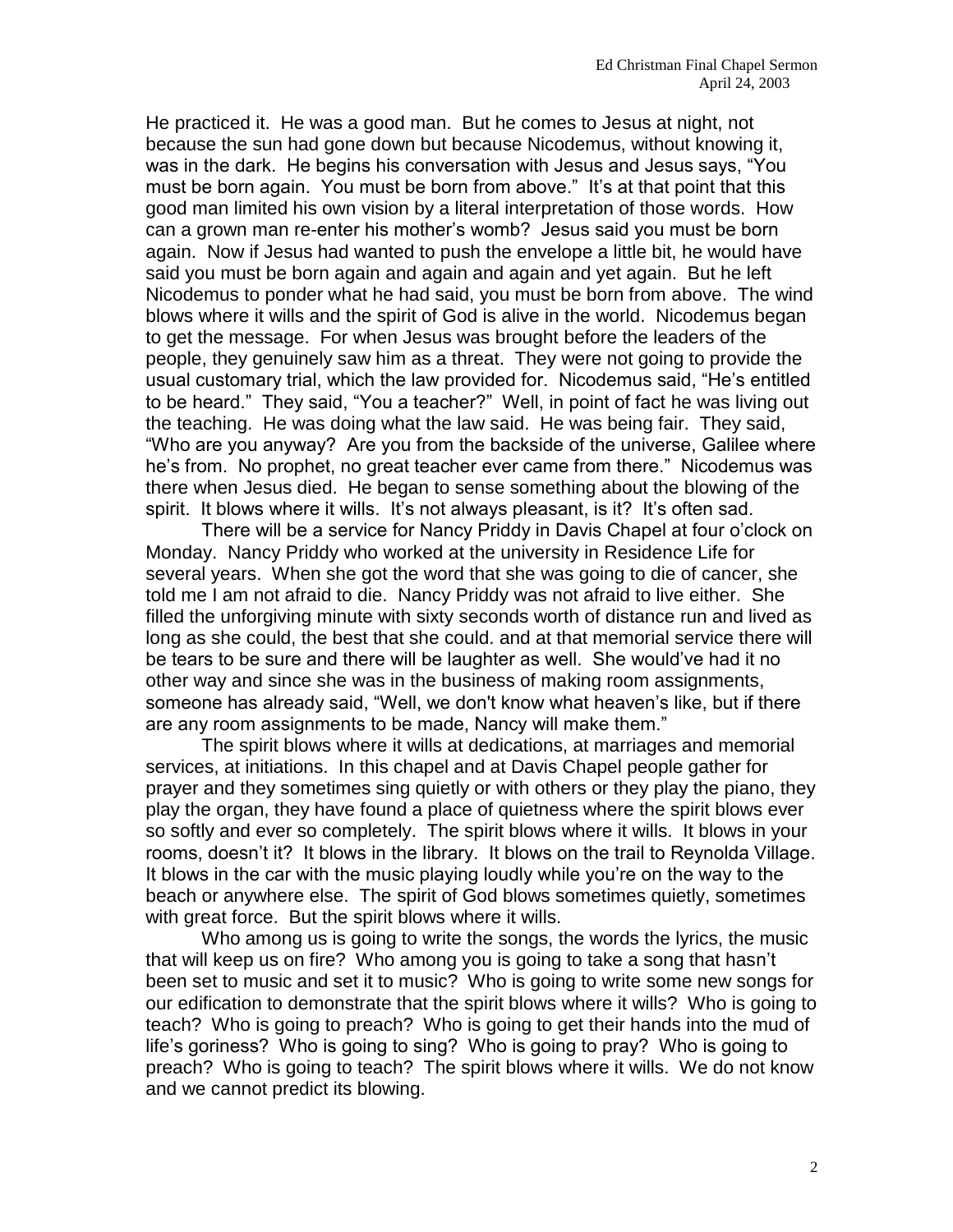He practiced it. He was a good man. But he comes to Jesus at night, not because the sun had gone down but because Nicodemus, without knowing it, was in the dark. He begins his conversation with Jesus and Jesus says, "You must be born again. You must be born from above." It's at that point that this good man limited his own vision by a literal interpretation of those words. How can a grown man re-enter his mother's womb? Jesus said you must be born again. Now if Jesus had wanted to push the envelope a little bit, he would have said you must be born again and again and again and yet again. But he left Nicodemus to ponder what he had said, you must be born from above. The wind blows where it wills and the spirit of God is alive in the world. Nicodemus began to get the message. For when Jesus was brought before the leaders of the people, they genuinely saw him as a threat. They were not going to provide the usual customary trial, which the law provided for. Nicodemus said, "He's entitled to be heard." They said, "You a teacher?" Well, in point of fact he was living out the teaching. He was doing what the law said. He was being fair. They said, "Who are you anyway? Are you from the backside of the universe, Galilee where he's from. No prophet, no great teacher ever came from there." Nicodemus was there when Jesus died. He began to sense something about the blowing of the spirit. It blows where it wills. It's not always pleasant, is it? It's often sad.

There will be a service for Nancy Priddy in Davis Chapel at four o'clock on Monday. Nancy Priddy who worked at the university in Residence Life for several years. When she got the word that she was going to die of cancer, she told me I am not afraid to die. Nancy Priddy was not afraid to live either. She filled the unforgiving minute with sixty seconds worth of distance run and lived as long as she could, the best that she could. and at that memorial service there will be tears to be sure and there will be laughter as well. She would've had it no other way and since she was in the business of making room assignments, someone has already said, "Well, we don't know what heaven's like, but if there are any room assignments to be made, Nancy will make them."

The spirit blows where it wills at dedications, at marriages and memorial services, at initiations. In this chapel and at Davis Chapel people gather for prayer and they sometimes sing quietly or with others or they play the piano, they play the organ, they have found a place of quietness where the spirit blows ever so softly and ever so completely. The spirit blows where it wills. It blows in your rooms, doesn't it? It blows in the library. It blows on the trail to Reynolda Village. It blows in the car with the music playing loudly while you're on the way to the beach or anywhere else. The spirit of God blows sometimes quietly, sometimes with great force. But the spirit blows where it wills.

Who among us is going to write the songs, the words the lyrics, the music that will keep us on fire? Who among you is going to take a song that hasn't been set to music and set it to music? Who is going to write some new songs for our edification to demonstrate that the spirit blows where it wills? Who is going to teach? Who is going to preach? Who is going to get their hands into the mud of life's goriness? Who is going to sing? Who is going to pray? Who is going to preach? Who is going to teach? The spirit blows where it wills. We do not know and we cannot predict its blowing.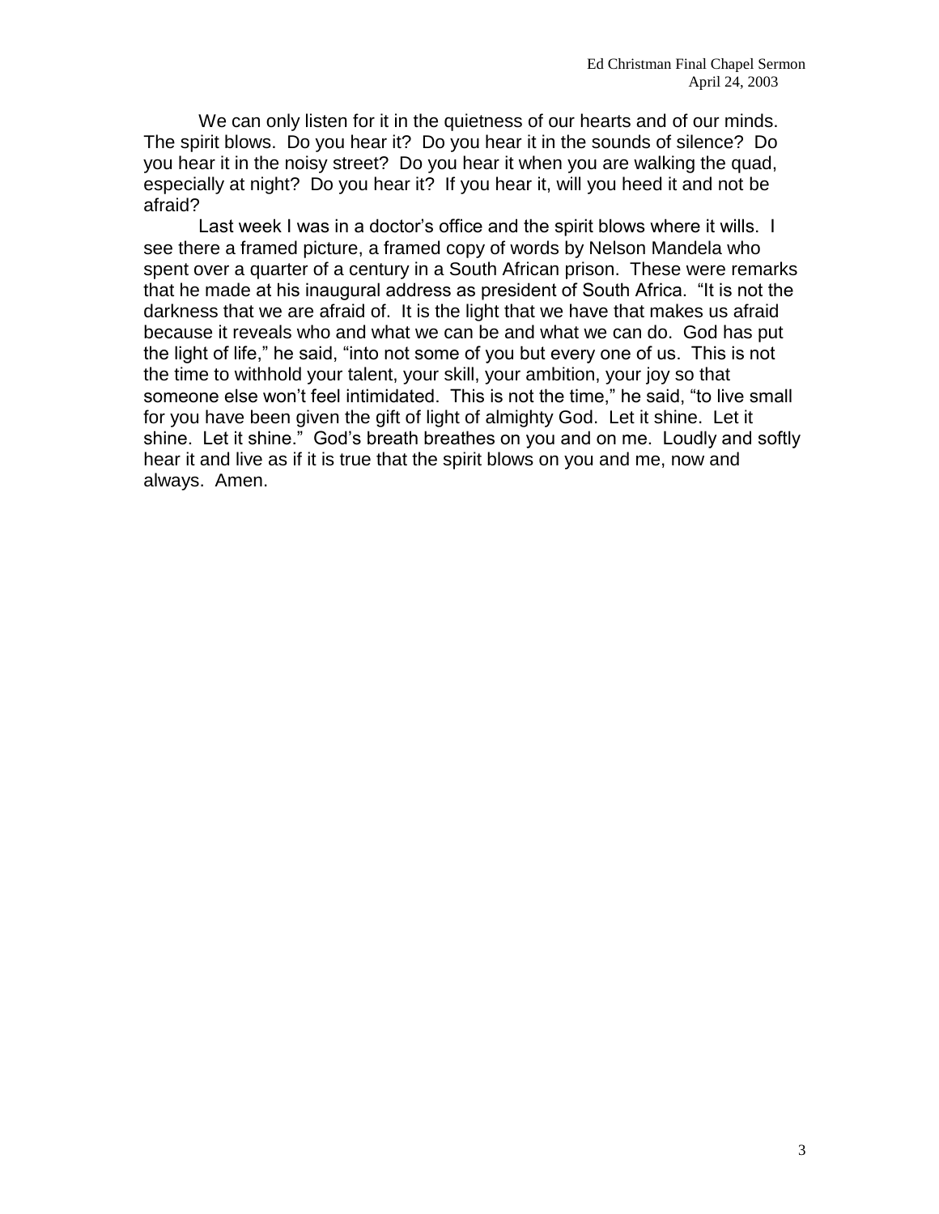We can only listen for it in the quietness of our hearts and of our minds. The spirit blows. Do you hear it? Do you hear it in the sounds of silence? Do you hear it in the noisy street? Do you hear it when you are walking the quad, especially at night? Do you hear it? If you hear it, will you heed it and not be afraid?

Last week I was in a doctor's office and the spirit blows where it wills. I see there a framed picture, a framed copy of words by Nelson Mandela who spent over a quarter of a century in a South African prison. These were remarks that he made at his inaugural address as president of South Africa. "It is not the darkness that we are afraid of. It is the light that we have that makes us afraid because it reveals who and what we can be and what we can do. God has put the light of life," he said, "into not some of you but every one of us. This is not the time to withhold your talent, your skill, your ambition, your joy so that someone else won't feel intimidated. This is not the time," he said, "to live small for you have been given the gift of light of almighty God. Let it shine. Let it shine. Let it shine." God's breath breathes on you and on me. Loudly and softly hear it and live as if it is true that the spirit blows on you and me, now and always. Amen.